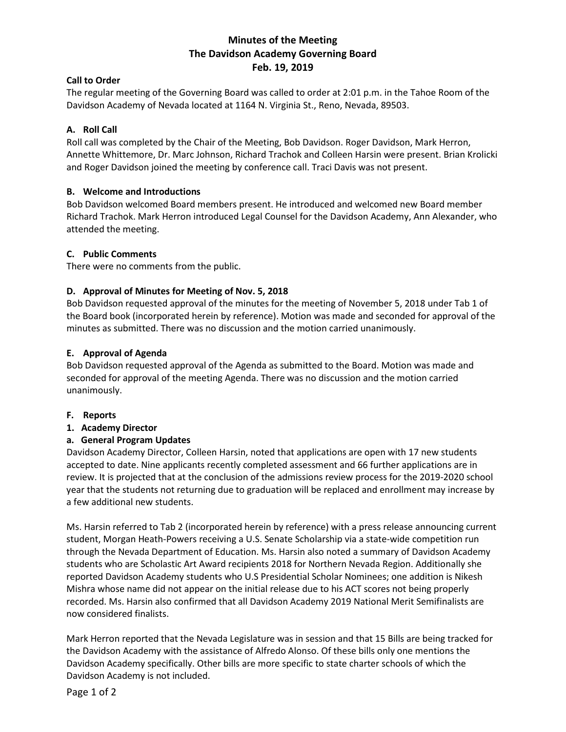# Minutes of the Meeting
# The Davidson Academy Governing Board
# Feb. 19, 2019

**Call to Order**

The regular meeting of the Governing Board was called to order at 2:01 p.m. in the Tahoe Room of the Davidson Academy of Nevada located at 1164 N. Virginia St., Reno, Nevada, 89503.

## A. Roll Call

Roll call was completed by the Chair of the Meeting, Bob Davidson. Roger Davidson, Mark Herron, Annette Whittemore, Dr. Marc Johnson, Richard Trachok and Colleen Harsin were present. Brian Krolicki and Roger Davidson joined the meeting by conference call. Traci Davis was not present.

## B. Welcome and Introductions

Bob Davidson welcomed Board members present. He introduced and welcomed new Board member Richard Trachok. Mark Herron introduced Legal Counsel for the Davidson Academy, Ann Alexander, who attended the meeting.

## C. Public Comments

There were no comments from the public.

## D. Approval of Minutes for Meeting of Nov. 5, 2018

Bob Davidson requested approval of the minutes for the meeting of November 5, 2018 under Tab 1 of the Board book (incorporated herein by reference). Motion was made and seconded for approval of the minutes as submitted. There was no discussion and the motion carried unanimously.

## E. Approval of Agenda

Bob Davidson requested approval of the Agenda as submitted to the Board. Motion was made and seconded for approval of the meeting Agenda. There was no discussion and the motion carried unanimously.

## F. Reports

### 1. Academy Director

#### a. General Program Updates

Davidson Academy Director, Colleen Harsin, noted that applications are open with 17 new students accepted to date. Nine applicants recently completed assessment and 66 further applications are in review. It is projected that at the conclusion of the admissions review process for the 2019-2020 school year that the students not returning due to graduation will be replaced and enrollment may increase by a few additional new students.

Ms. Harsin referred to Tab 2 (incorporated herein by reference) with a press release announcing current student, Morgan Heath-Powers receiving a U.S. Senate Scholarship via a state-wide competition run through the Nevada Department of Education. Ms. Harsin also noted a summary of Davidson Academy students who are Scholastic Art Award recipients 2018 for Northern Nevada Region. Additionally she reported Davidson Academy students who U.S Presidential Scholar Nominees; one addition is Nikesh Mishra whose name did not appear on the initial release due to his ACT scores not being properly recorded. Ms. Harsin also confirmed that all Davidson Academy 2019 National Merit Semifinalists are now considered finalists.

Mark Herron reported that the Nevada Legislature was in session and that 15 Bills are being tracked for the Davidson Academy with the assistance of Alfredo Alonso. Of these bills only one mentions the Davidson Academy specifically. Other bills are more specific to state charter schools of which the Davidson Academy is not included.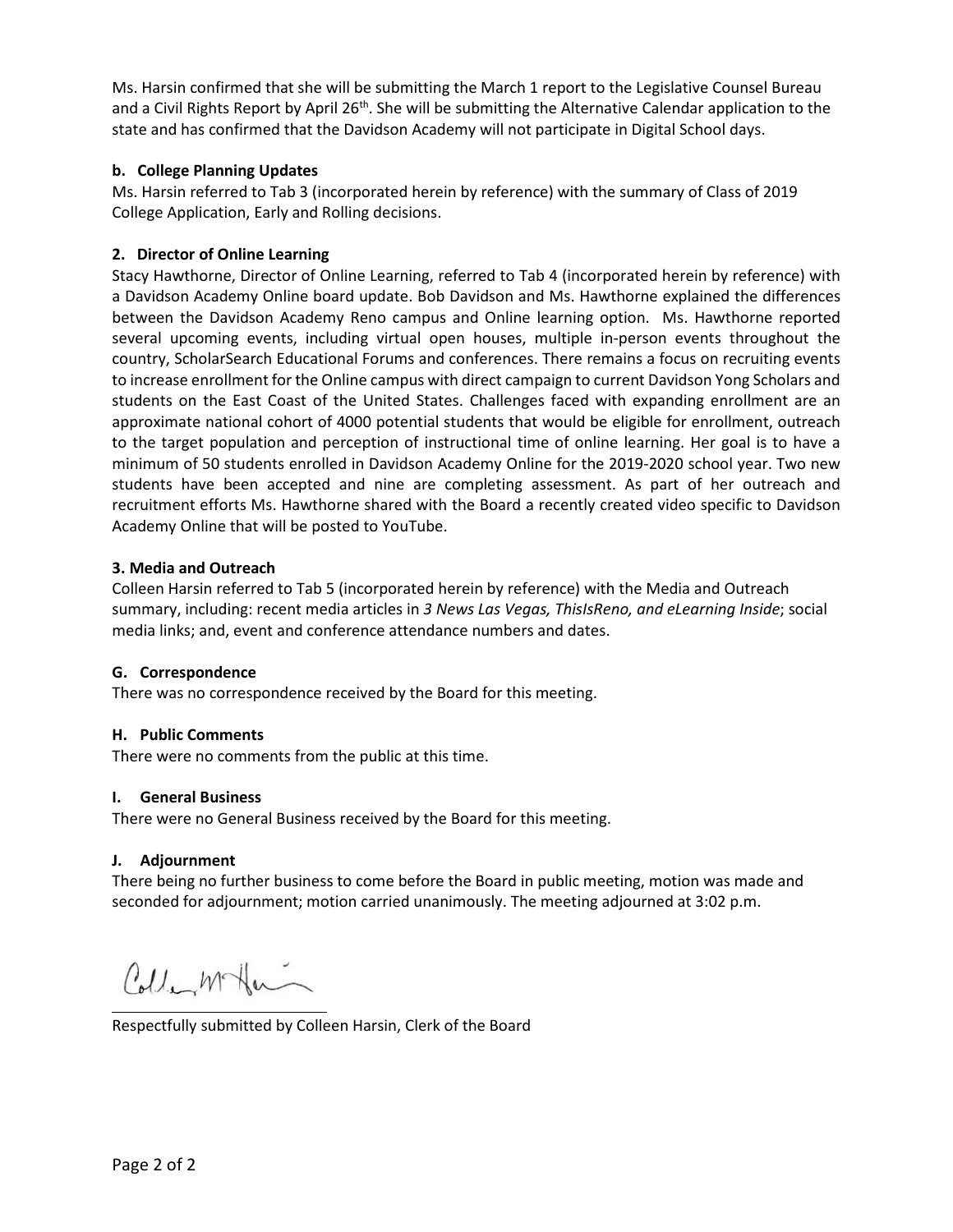Ms. Harsin confirmed that she will be submitting the March 1 report to the Legislative Counsel Bureau and a Civil Rights Report by April 26th. She will be submitting the Alternative Calendar application to the state and has confirmed that the Davidson Academy will not participate in Digital School days.

**b. College Planning Updates**

Ms. Harsin referred to Tab 3 (incorporated herein by reference) with the summary of Class of 2019 College Application, Early and Rolling decisions.

**2. Director of Online Learning**

Stacy Hawthorne, Director of Online Learning, referred to Tab 4 (incorporated herein by reference) with a Davidson Academy Online board update. Bob Davidson and Ms. Hawthorne explained the differences between the Davidson Academy Reno campus and Online learning option. Ms. Hawthorne reported several upcoming events, including virtual open houses, multiple in-person events throughout the country, ScholarSearch Educational Forums and conferences. There remains a focus on recruiting events to increase enrollment for the Online campus with direct campaign to current Davidson Yong Scholars and students on the East Coast of the United States. Challenges faced with expanding enrollment are an approximate national cohort of 4000 potential students that would be eligible for enrollment, outreach to the target population and perception of instructional time of online learning. Her goal is to have a minimum of 50 students enrolled in Davidson Academy Online for the 2019-2020 school year. Two new students have been accepted and nine are completing assessment. As part of her outreach and recruitment efforts Ms. Hawthorne shared with the Board a recently created video specific to Davidson Academy Online that will be posted to YouTube.

**3. Media and Outreach**

Colleen Harsin referred to Tab 5 (incorporated herein by reference) with the Media and Outreach summary, including: recent media articles in *3 News Las Vegas, ThisIsReno, and eLearning Inside*; social media links; and, event and conference attendance numbers and dates.

**G. Correspondence**

There was no correspondence received by the Board for this meeting.

**H. Public Comments**

There were no comments from the public at this time.

**I. General Business**

There were no General Business received by the Board for this meeting.

**J. Adjournment**

There being no further business to come before the Board in public meeting, motion was made and seconded for adjournment; motion carried unanimously. The meeting adjourned at 3:02 p.m.

Respectfully submitted by Colleen Harsin, Clerk of the Board